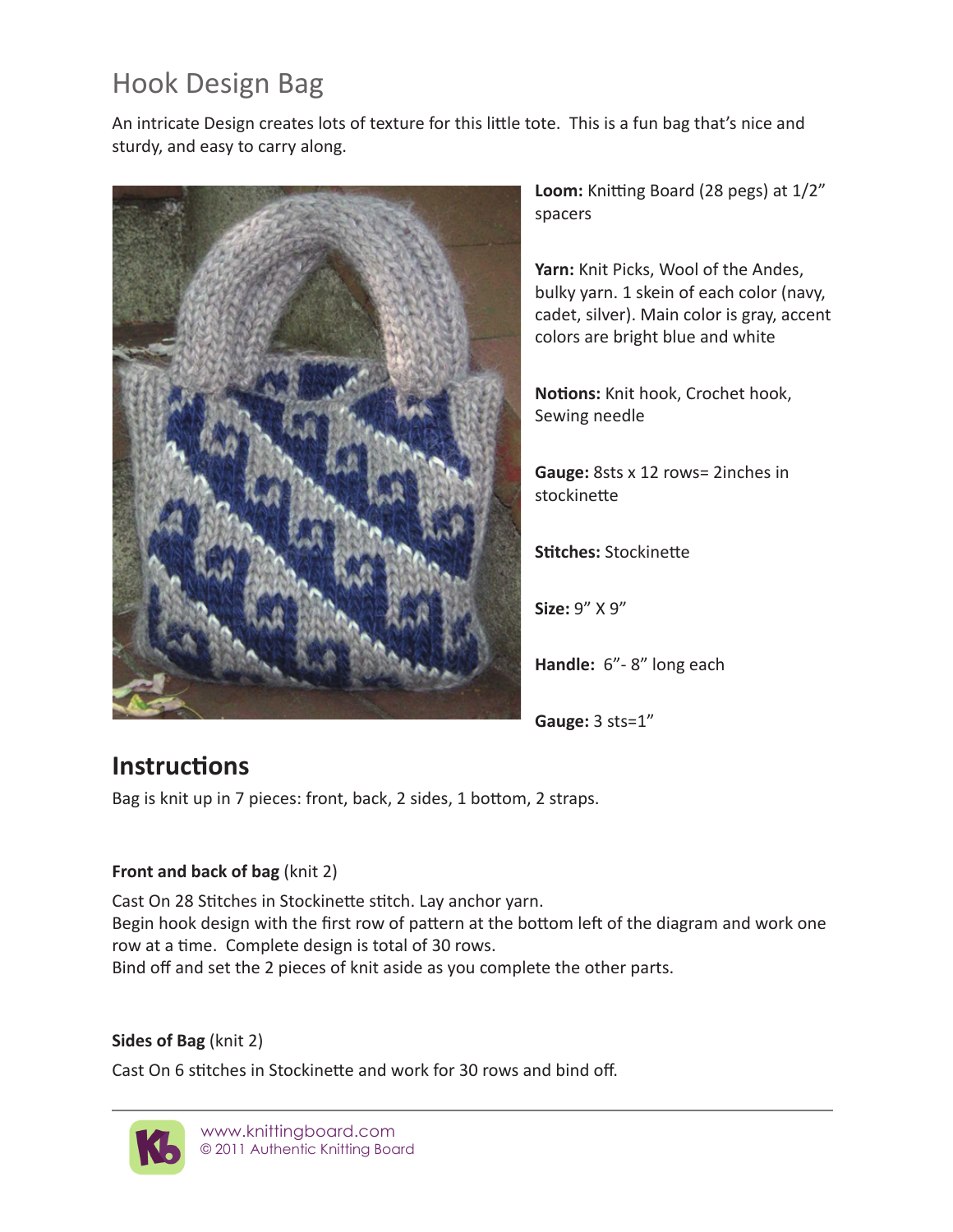# Hook Design Bag

An intricate Design creates lots of texture for this little tote. This is a fun bag that's nice and sturdy, and easy to carry along.

**Loom:** Knitting Board (28 pegs) at 1/2" spacers

**Yarn:** Knit Picks, Wool of the Andes, bulky yarn. 1 skein of each color (navy, cadet, silver). Main color is gray, accent colors are bright blue and white

**Notions:** Knit hook, Crochet hook, Sewing needle

**Gauge:** 8sts x 12 rows= 2inches in stockinette

**Stitches:** Stockinette

**Size:** 9" X 9"

**Handle:** 6"- 8" long each

**Gauge:** 3 sts=1"

## Instructions

Bag is knit up in 7 pieces: front, back, 2 sides, 1 bottom, 2 straps.

### Front and back of bag (knit 2)

Cast On 28 Stitches in Stockinette stitch. Lay anchor yarn.
Begin hook design with the first row of pattern at the bottom left of the diagram and work one row at a time. Complete design is total of 30 rows.
Bind off and set the 2 pieces of knit aside as you complete the other parts.

### Sides of Bag (knit 2)

Cast On 6 stitches in Stockinette and work for 30 rows and bind off.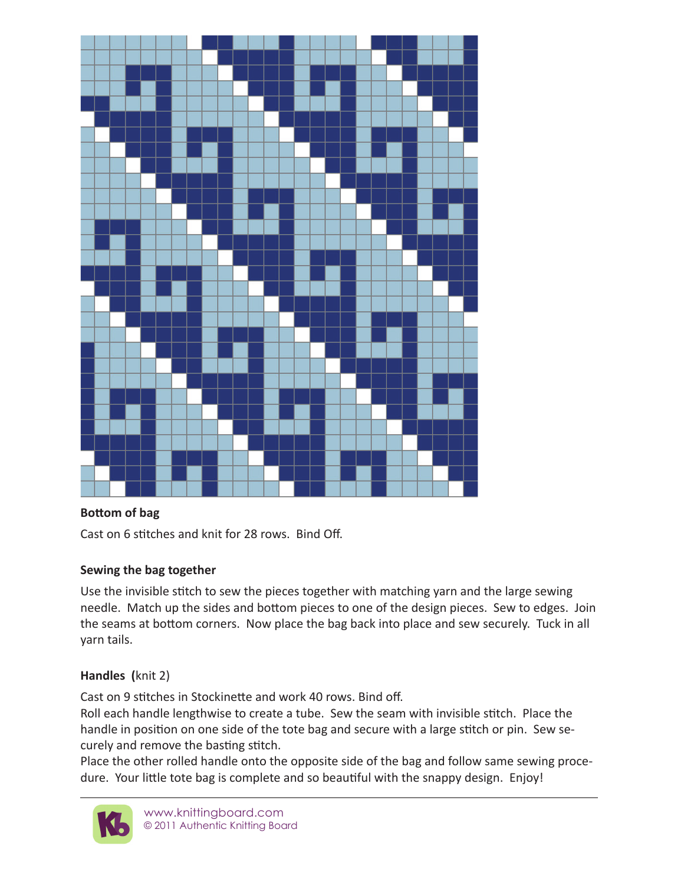**Bottom of bag**

Cast on 6 stitches and knit for 28 rows. Bind Off.

**Sewing the bag together**

Use the invisible stitch to sew the pieces together with matching yarn and the large sewing needle. Match up the sides and bottom pieces to one of the design pieces. Sew to edges. Join the seams at bottom corners. Now place the bag back into place and sew securely. Tuck in all yarn tails.

**Handles (**knit 2)

Cast on 9 stitches in Stockinette and work 40 rows. Bind off.
Roll each handle lengthwise to create a tube. Sew the seam with invisible stitch. Place the handle in position on one side of the tote bag and secure with a large stitch or pin. Sew securely and remove the basting stitch.
Place the other rolled handle onto the opposite side of the bag and follow same sewing procedure. Your little tote bag is complete and so beautiful with the snappy design. Enjoy!

www.knittingboard.com
© 2011 Authentic Knitting Board